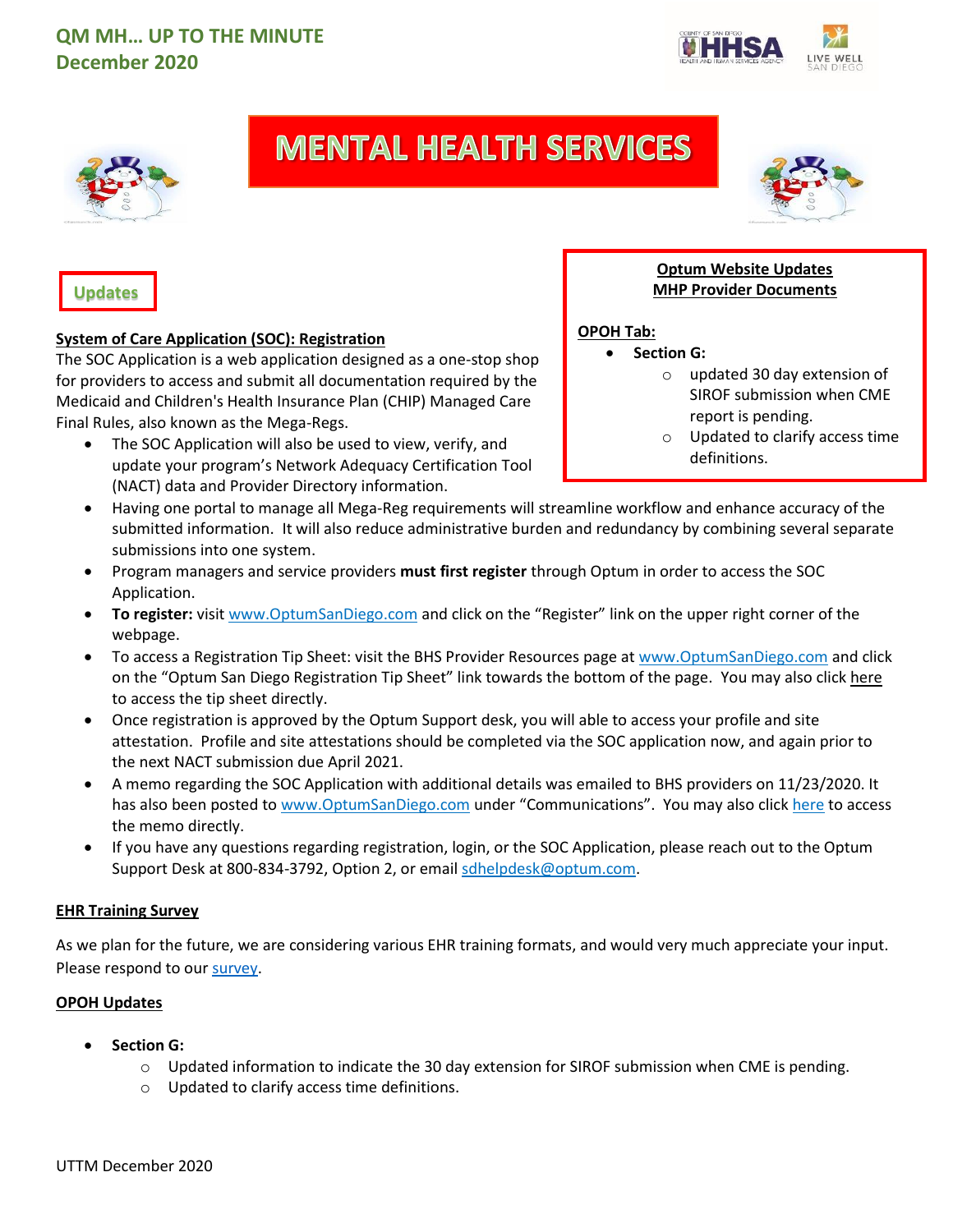# QM MH… UP TO THE MINUTE
## December 2020

# MENTAL HEALTH SERVICES

## Updates

### System of Care Application (SOC): Registration

The SOC Application is a web application designed as a one-stop shop for providers to access and submit all documentation required by the Medicaid and Children's Health Insurance Plan (CHIP) Managed Care Final Rules, also known as the Mega-Regs.

- The SOC Application will also be used to view, verify, and update your program's Network Adequacy Certification Tool (NACT) data and Provider Directory information.
- Having one portal to manage all Mega-Reg requirements will streamline workflow and enhance accuracy of the submitted information. It will also reduce administrative burden and redundancy by combining several separate submissions into one system.
- Program managers and service providers **must first register** through Optum in order to access the SOC Application.
- **To register:** visit www.OptumSanDiego.com and click on the "Register" link on the upper right corner of the webpage.
- To access a Registration Tip Sheet: visit the BHS Provider Resources page at www.OptumSanDiego.com and click on the "Optum San Diego Registration Tip Sheet" link towards the bottom of the page. You may also click here to access the tip sheet directly.
- Once registration is approved by the Optum Support desk, you will able to access your profile and site attestation. Profile and site attestations should be completed via the SOC application now, and again prior to the next NACT submission due April 2021.
- A memo regarding the SOC Application with additional details was emailed to BHS providers on 11/23/2020. It has also been posted to www.OptumSanDiego.com under "Communications". You may also click here to access the memo directly.
- If you have any questions regarding registration, login, or the SOC Application, please reach out to the Optum Support Desk at 800-834-3792, Option 2, or email sdhelpdesk@optum.com.

### Optum Website Updates
### MHP Provider Documents

**OPOH Tab:**

- **Section G:**
  - updated 30 day extension of SIROF submission when CME report is pending.
  - Updated to clarify access time definitions.

### EHR Training Survey

As we plan for the future, we are considering various EHR training formats, and would very much appreciate your input. Please respond to our survey.

### OPOH Updates

- **Section G:**
  - Updated information to indicate the 30 day extension for SIROF submission when CME is pending.
  - Updated to clarify access time definitions.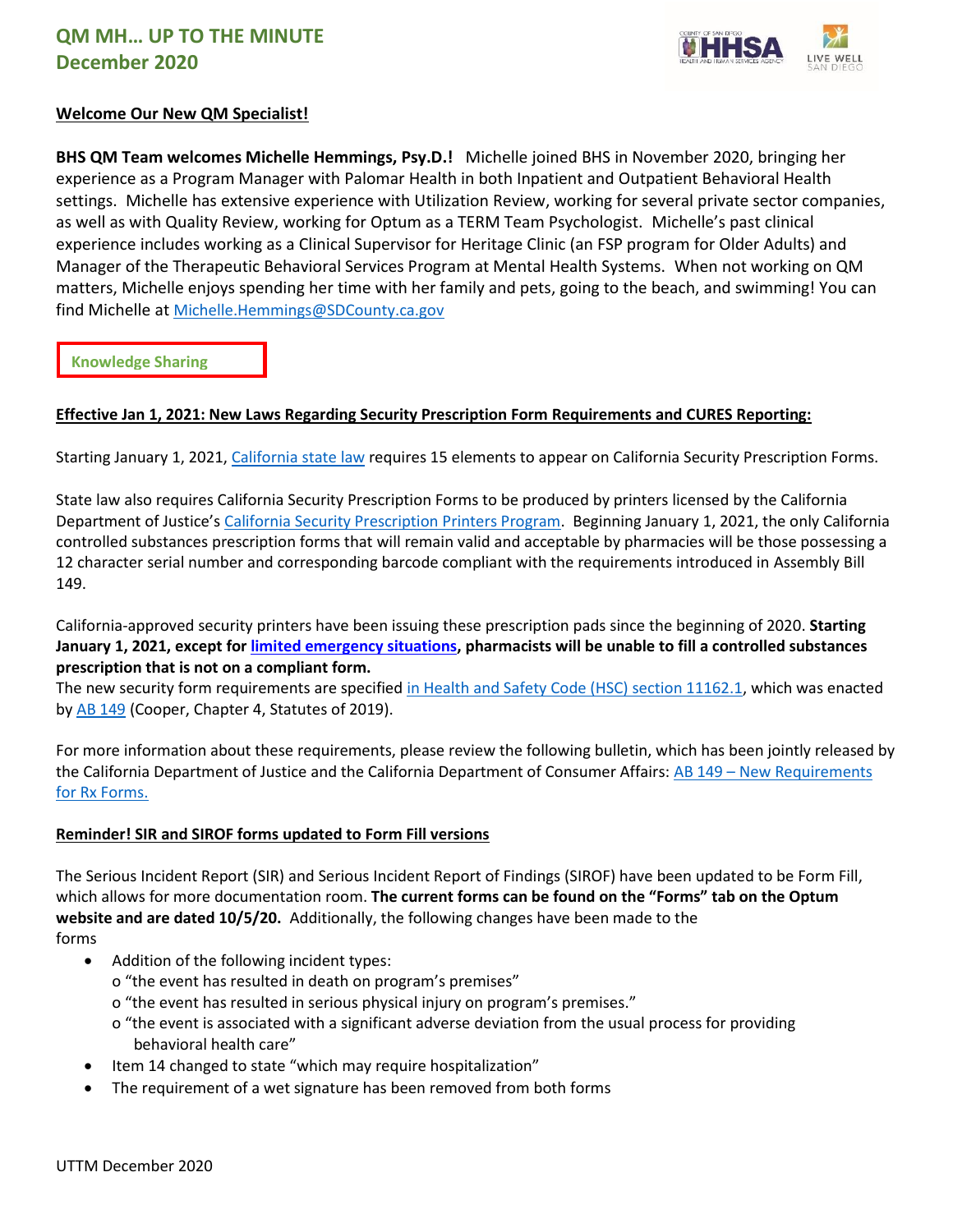# QM MH… UP TO THE MINUTE
## December 2020

**Welcome Our New QM Specialist!**

**BHS QM Team welcomes Michelle Hemmings, Psy.D.!** Michelle joined BHS in November 2020, bringing her experience as a Program Manager with Palomar Health in both Inpatient and Outpatient Behavioral Health settings. Michelle has extensive experience with Utilization Review, working for several private sector companies, as well as with Quality Review, working for Optum as a TERM Team Psychologist. Michelle's past clinical experience includes working as a Clinical Supervisor for Heritage Clinic (an FSP program for Older Adults) and Manager of the Therapeutic Behavioral Services Program at Mental Health Systems. When not working on QM matters, Michelle enjoys spending her time with her family and pets, going to the beach, and swimming! You can find Michelle at Michelle.Hemmings@SDCounty.ca.gov

## Knowledge Sharing

**Effective Jan 1, 2021: New Laws Regarding Security Prescription Form Requirements and CURES Reporting:**

Starting January 1, 2021, California state law requires 15 elements to appear on California Security Prescription Forms.

State law also requires California Security Prescription Forms to be produced by printers licensed by the California Department of Justice's California Security Prescription Printers Program. Beginning January 1, 2021, the only California controlled substances prescription forms that will remain valid and acceptable by pharmacies will be those possessing a 12 character serial number and corresponding barcode compliant with the requirements introduced in Assembly Bill 149.

California-approved security printers have been issuing these prescription pads since the beginning of 2020. **Starting January 1, 2021, except for limited emergency situations, pharmacists will be unable to fill a controlled substances prescription that is not on a compliant form.**
The new security form requirements are specified in Health and Safety Code (HSC) section 11162.1, which was enacted by AB 149 (Cooper, Chapter 4, Statutes of 2019).

For more information about these requirements, please review the following bulletin, which has been jointly released by the California Department of Justice and the California Department of Consumer Affairs: AB 149 – New Requirements for Rx Forms.

**Reminder! SIR and SIROF forms updated to Form Fill versions**

The Serious Incident Report (SIR) and Serious Incident Report of Findings (SIROF) have been updated to be Form Fill, which allows for more documentation room. **The current forms can be found on the "Forms" tab on the Optum website and are dated 10/5/20.** Additionally, the following changes have been made to the forms

- Addition of the following incident types:
  - "the event has resulted in death on program's premises"
  - "the event has resulted in serious physical injury on program's premises."
  - "the event is associated with a significant adverse deviation from the usual process for providing behavioral health care"
- Item 14 changed to state "which may require hospitalization"
- The requirement of a wet signature has been removed from both forms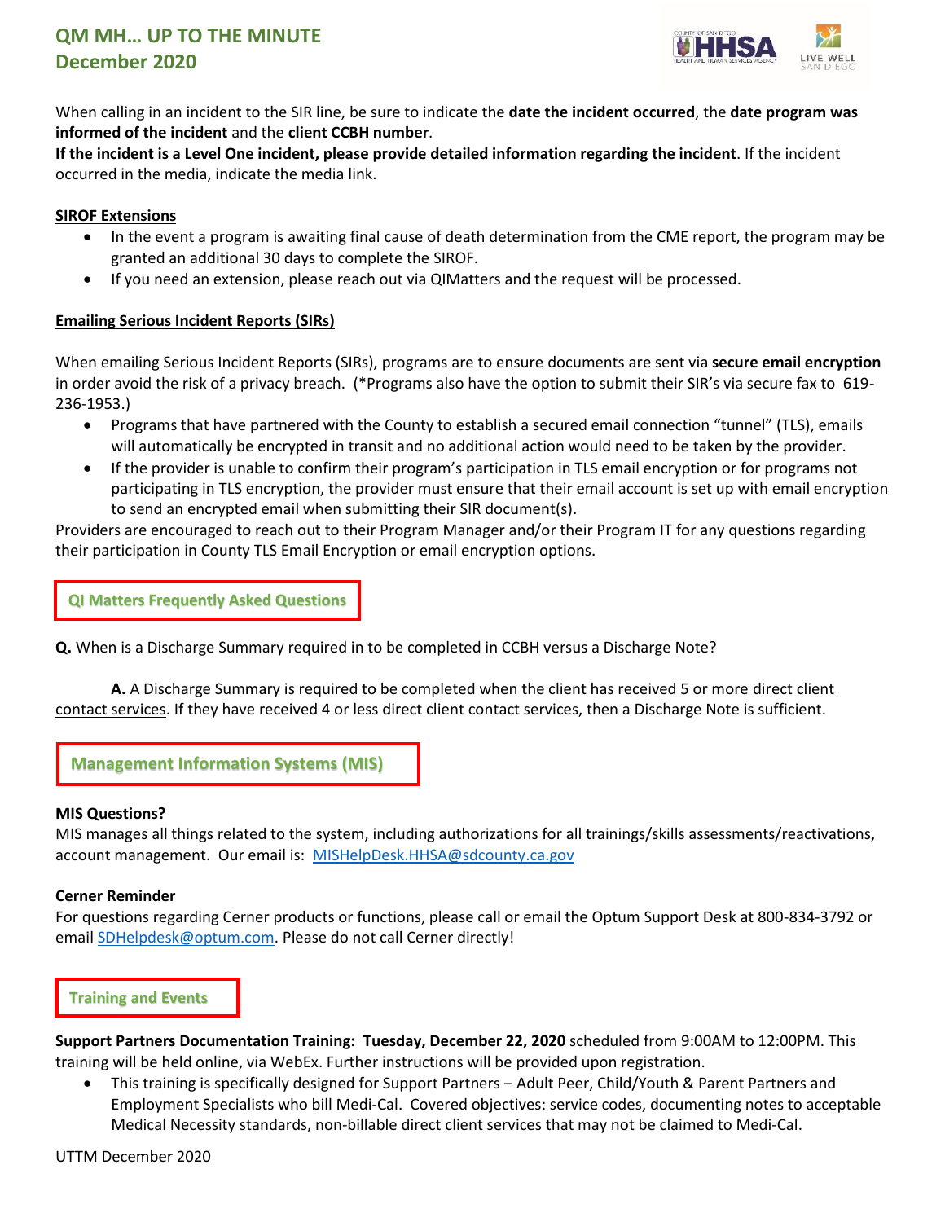When calling in an incident to the SIR line, be sure to indicate the **date the incident occurred**, the **date program was informed of the incident** and the **client CCBH number**.
**If the incident is a Level One incident, please provide detailed information regarding the incident**. If the incident occurred in the media, indicate the media link.

**SIROF Extensions**

- In the event a program is awaiting final cause of death determination from the CME report, the program may be granted an additional 30 days to complete the SIROF.
- If you need an extension, please reach out via QIMatters and the request will be processed.

**Emailing Serious Incident Reports (SIRs)**

When emailing Serious Incident Reports (SIRs), programs are to ensure documents are sent via **secure email encryption** in order avoid the risk of a privacy breach. (*Programs also have the option to submit their SIR's via secure fax to 619-236-1953.)

- Programs that have partnered with the County to establish a secured email connection "tunnel" (TLS), emails will automatically be encrypted in transit and no additional action would need to be taken by the provider.
- If the provider is unable to confirm their program's participation in TLS email encryption or for programs not participating in TLS encryption, the provider must ensure that their email account is set up with email encryption to send an encrypted email when submitting their SIR document(s).

Providers are encouraged to reach out to their Program Manager and/or their Program IT for any questions regarding their participation in County TLS Email Encryption or email encryption options.

## QI Matters Frequently Asked Questions

**Q.** When is a Discharge Summary required in to be completed in CCBH versus a Discharge Note?

**A.** A Discharge Summary is required to be completed when the client has received 5 or more direct client contact services. If they have received 4 or less direct client contact services, then a Discharge Note is sufficient.

## Management Information Systems (MIS)

**MIS Questions?**
MIS manages all things related to the system, including authorizations for all trainings/skills assessments/reactivations, account management. Our email is: MISHelpDesk.HHSA@sdcounty.ca.gov

**Cerner Reminder**
For questions regarding Cerner products or functions, please call or email the Optum Support Desk at 800-834-3792 or email SDHelpdesk@optum.com. Please do not call Cerner directly!

## Training and Events

**Support Partners Documentation Training: Tuesday, December 22, 2020** scheduled from 9:00AM to 12:00PM. This training will be held online, via WebEx. Further instructions will be provided upon registration.

- This training is specifically designed for Support Partners – Adult Peer, Child/Youth & Parent Partners and Employment Specialists who bill Medi-Cal. Covered objectives: service codes, documenting notes to acceptable Medical Necessity standards, non-billable direct client services that may not be claimed to Medi-Cal.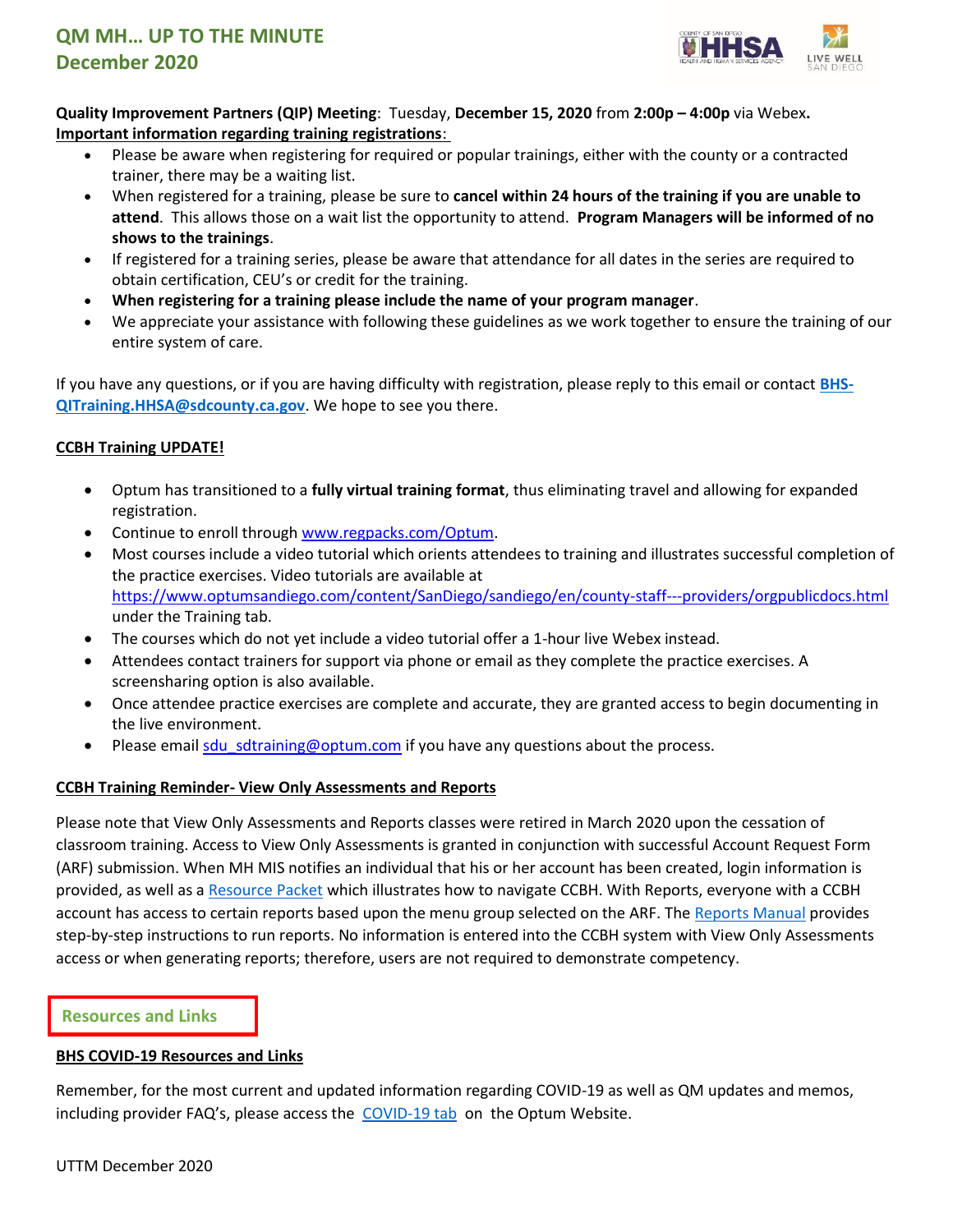# QM MH… UP TO THE MINUTE
## December 2020

**Quality Improvement Partners (QIP) Meeting**: Tuesday, **December 15, 2020** from **2:00p – 4:00p** via Webex**.**

**Important information regarding training registrations**:

- Please be aware when registering for required or popular trainings, either with the county or a contracted trainer, there may be a waiting list.
- When registered for a training, please be sure to **cancel within 24 hours of the training if you are unable to attend**. This allows those on a wait list the opportunity to attend. **Program Managers will be informed of no shows to the trainings**.
- If registered for a training series, please be aware that attendance for all dates in the series are required to obtain certification, CEU's or credit for the training.
- **When registering for a training please include the name of your program manager**.
- We appreciate your assistance with following these guidelines as we work together to ensure the training of our entire system of care.

If you have any questions, or if you are having difficulty with registration, please reply to this email or contact **BHS-QITraining.HHSA@sdcounty.ca.gov**. We hope to see you there.

**CCBH Training UPDATE!**

- Optum has transitioned to a **fully virtual training format**, thus eliminating travel and allowing for expanded registration.
- Continue to enroll through www.regpacks.com/Optum.
- Most courses include a video tutorial which orients attendees to training and illustrates successful completion of the practice exercises. Video tutorials are available at https://www.optumsandiego.com/content/SanDiego/sandiego/en/county-staff---providers/orgpublicdocs.html under the Training tab.
- The courses which do not yet include a video tutorial offer a 1-hour live Webex instead.
- Attendees contact trainers for support via phone or email as they complete the practice exercises. A screensharing option is also available.
- Once attendee practice exercises are complete and accurate, they are granted access to begin documenting in the live environment.
- Please email sdu_sdtraining@optum.com if you have any questions about the process.

**CCBH Training Reminder- View Only Assessments and Reports**

Please note that View Only Assessments and Reports classes were retired in March 2020 upon the cessation of classroom training. Access to View Only Assessments is granted in conjunction with successful Account Request Form (ARF) submission. When MH MIS notifies an individual that his or her account has been created, login information is provided, as well as a Resource Packet which illustrates how to navigate CCBH. With Reports, everyone with a CCBH account has access to certain reports based upon the menu group selected on the ARF. The Reports Manual provides step-by-step instructions to run reports. No information is entered into the CCBH system with View Only Assessments access or when generating reports; therefore, users are not required to demonstrate competency.

## Resources and Links

**BHS COVID-19 Resources and Links**

Remember, for the most current and updated information regarding COVID-19 as well as QM updates and memos, including provider FAQ's, please access the COVID-19 tab on the Optum Website.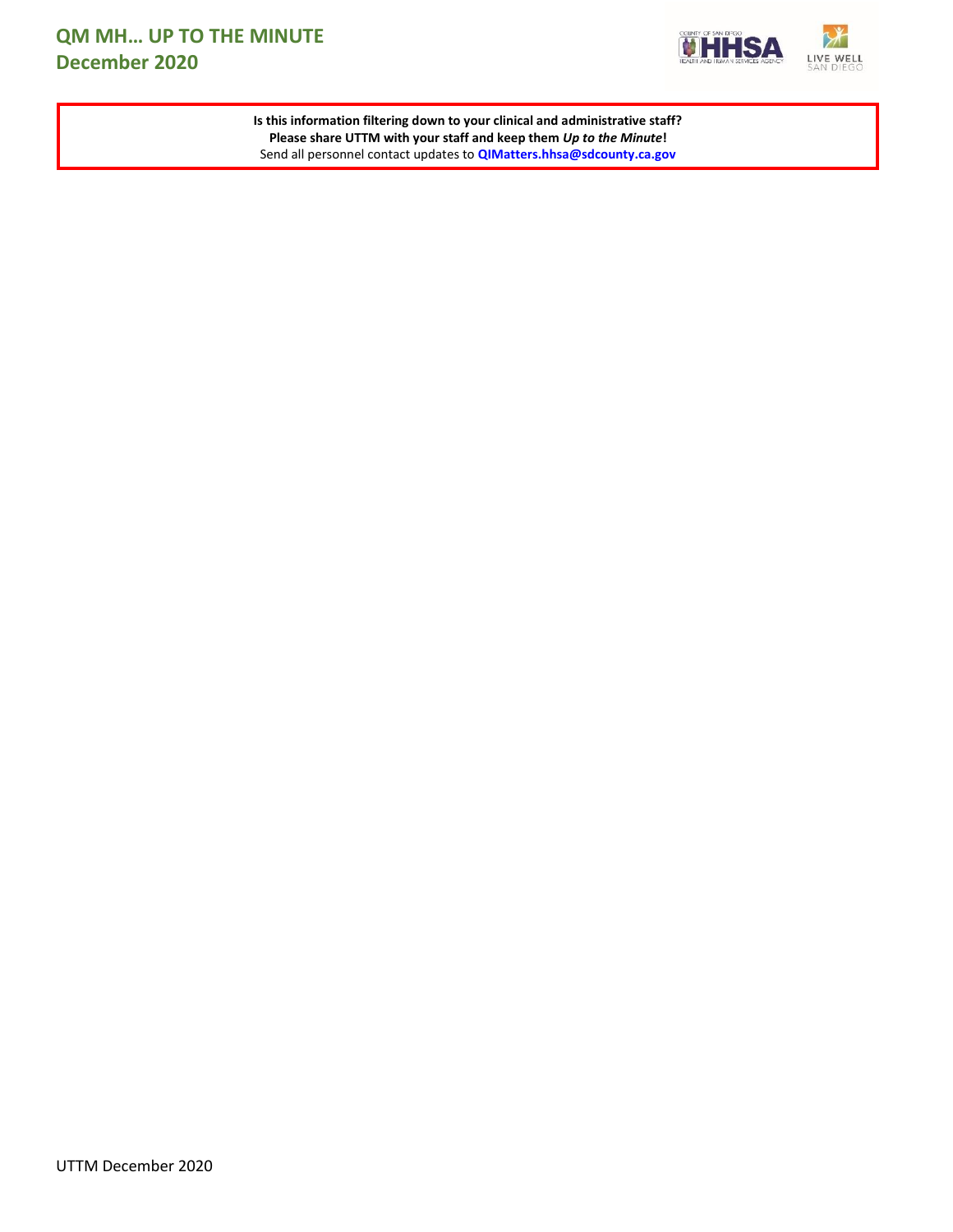**Is this information filtering down to your clinical and administrative staff?**
**Please share UTTM with your staff and keep them *Up to the Minute*!**
Send all personnel contact updates to **QIMatters.hhsa@sdcounty.ca.gov**